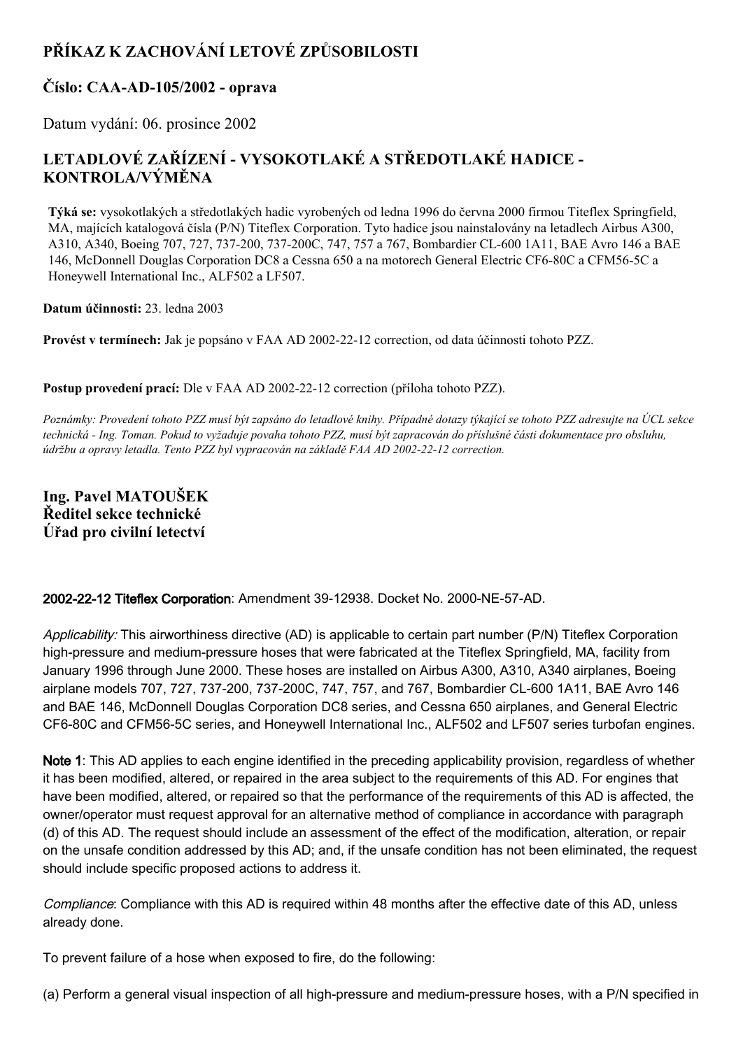# PŘÍKAZ K ZACHOVÁNÍ LETOVÉ ZPŮSOBILOSTI

## Číslo: CAA-AD-105/2002 - oprava

Datum vydání: 06. prosince 2002

## LETADLOVÉ ZAŘÍZENÍ - VYSOKOTLAKÉ A STŘEDOTLAKÉ HADICE - KONTROLA/VÝMĚNA

**Týká se:** vysokotlakých a středotlakých hadic vyrobených od ledna 1996 do června 2000 firmou Titeflex Springfield, MA, majících katalogová čísla (P/N) Titeflex Corporation. Tyto hadice jsou nainstalovány na letadlech Airbus A300, A310, A340, Boeing 707, 727, 737-200, 737-200C, 747, 757 a 767, Bombardier CL-600 1A11, BAE Avro 146 a BAE 146, McDonnell Douglas Corporation DC8 a Cessna 650 a na motorech General Electric CF6-80C a CFM56-5C a Honeywell International Inc., ALF502 a LF507.

**Datum účinnosti:** 23. ledna 2003

**Provést v termínech:** Jak je popsáno v FAA AD 2002-22-12 correction, od data účinnosti tohoto PZZ.

**Postup provedení prací:** Dle v FAA AD 2002-22-12 correction (příloha tohoto PZZ).

*Poznámky: Provedení tohoto PZZ musí být zapsáno do letadlové knihy. Případné dotazy týkající se tohoto PZZ adresujte na ÚCL sekce technická - Ing. Toman. Pokud to vyžaduje povaha tohoto PZZ, musí být zapracován do příslušné části dokumentace pro obsluhu, údržbu a opravy letadla. Tento PZZ byl vypracován na základě FAA AD 2002-22-12 correction.*

**Ing. Pavel MATOUŠEK**
**Ředitel sekce technické**
**Úřad pro civilní letectví**

**2002-22-12 Titeflex Corporation**: Amendment 39-12938. Docket No. 2000-NE-57-AD.

*Applicability:* This airworthiness directive (AD) is applicable to certain part number (P/N) Titeflex Corporation high-pressure and medium-pressure hoses that were fabricated at the Titeflex Springfield, MA, facility from January 1996 through June 2000. These hoses are installed on Airbus A300, A310, A340 airplanes, Boeing airplane models 707, 727, 737-200, 737-200C, 747, 757, and 767, Bombardier CL-600 1A11, BAE Avro 146 and BAE 146, McDonnell Douglas Corporation DC8 series, and Cessna 650 airplanes, and General Electric CF6-80C and CFM56-5C series, and Honeywell International Inc., ALF502 and LF507 series turbofan engines.

**Note 1**: This AD applies to each engine identified in the preceding applicability provision, regardless of whether it has been modified, altered, or repaired in the area subject to the requirements of this AD. For engines that have been modified, altered, or repaired so that the performance of the requirements of this AD is affected, the owner/operator must request approval for an alternative method of compliance in accordance with paragraph (d) of this AD. The request should include an assessment of the effect of the modification, alteration, or repair on the unsafe condition addressed by this AD; and, if the unsafe condition has not been eliminated, the request should include specific proposed actions to address it.

*Compliance*: Compliance with this AD is required within 48 months after the effective date of this AD, unless already done.

To prevent failure of a hose when exposed to fire, do the following:

(a) Perform a general visual inspection of all high-pressure and medium-pressure hoses, with a P/N specified in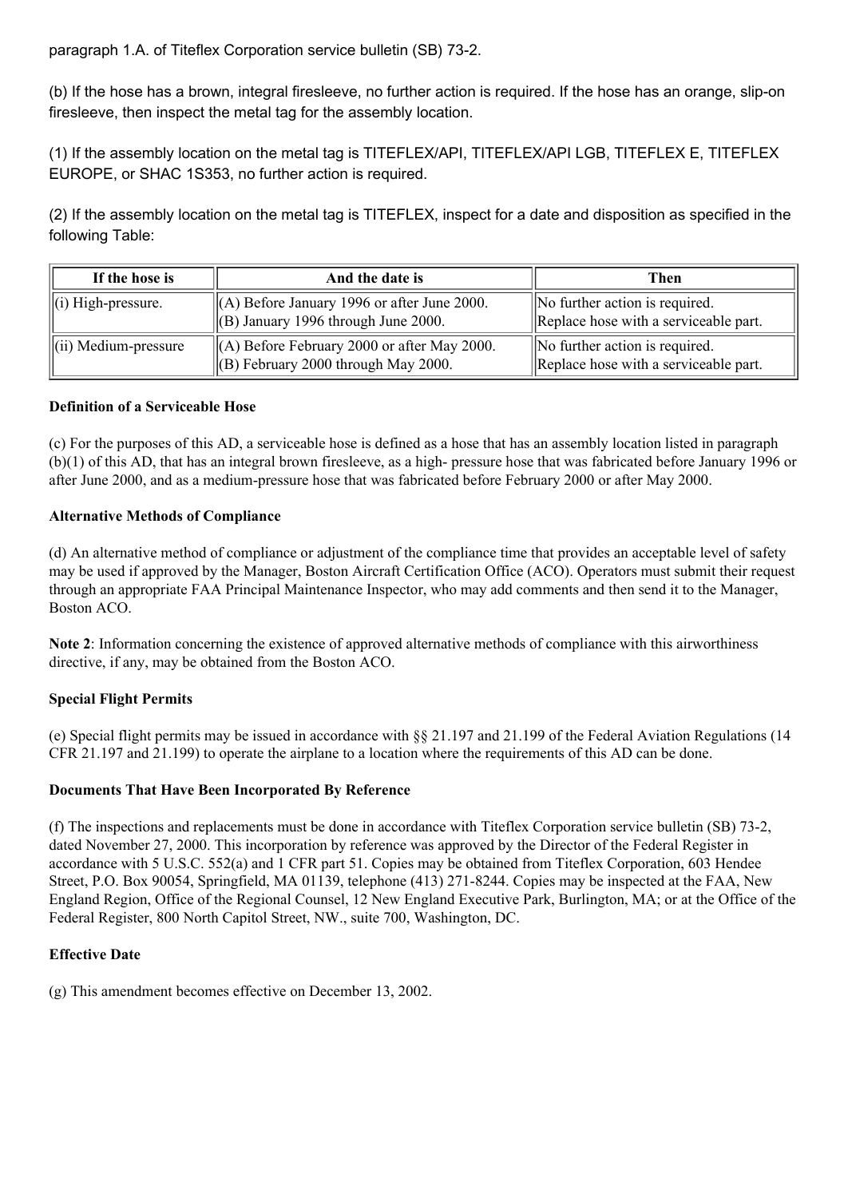paragraph 1.A. of Titeflex Corporation service bulletin (SB) 73-2.

(b) If the hose has a brown, integral firesleeve, no further action is required. If the hose has an orange, slip-on firesleeve, then inspect the metal tag for the assembly location.

(1) If the assembly location on the metal tag is TITEFLEX/API, TITEFLEX/API LGB, TITEFLEX E, TITEFLEX EUROPE, or SHAC 1S353, no further action is required.

(2) If the assembly location on the metal tag is TITEFLEX, inspect for a date and disposition as specified in the following Table:

| If the hose is | And the date is | Then |
| --- | --- | --- |
| (i) High-pressure. | (A) Before January 1996 or after June 2000.<br>(B) January 1996 through June 2000. | No further action is required.<br>Replace hose with a serviceable part. |
| (ii) Medium-pressure | (A) Before February 2000 or after May 2000.<br>(B) February 2000 through May 2000. | No further action is required.<br>Replace hose with a serviceable part. |

**Definition of a Serviceable Hose**

(c) For the purposes of this AD, a serviceable hose is defined as a hose that has an assembly location listed in paragraph (b)(1) of this AD, that has an integral brown firesleeve, as a high- pressure hose that was fabricated before January 1996 or after June 2000, and as a medium-pressure hose that was fabricated before February 2000 or after May 2000.

**Alternative Methods of Compliance**

(d) An alternative method of compliance or adjustment of the compliance time that provides an acceptable level of safety may be used if approved by the Manager, Boston Aircraft Certification Office (ACO). Operators must submit their request through an appropriate FAA Principal Maintenance Inspector, who may add comments and then send it to the Manager, Boston ACO.

**Note 2**: Information concerning the existence of approved alternative methods of compliance with this airworthiness directive, if any, may be obtained from the Boston ACO.

**Special Flight Permits**

(e) Special flight permits may be issued in accordance with §§ 21.197 and 21.199 of the Federal Aviation Regulations (14 CFR 21.197 and 21.199) to operate the airplane to a location where the requirements of this AD can be done.

**Documents That Have Been Incorporated By Reference**

(f) The inspections and replacements must be done in accordance with Titeflex Corporation service bulletin (SB) 73-2, dated November 27, 2000. This incorporation by reference was approved by the Director of the Federal Register in accordance with 5 U.S.C. 552(a) and 1 CFR part 51. Copies may be obtained from Titeflex Corporation, 603 Hendee Street, P.O. Box 90054, Springfield, MA 01139, telephone (413) 271-8244. Copies may be inspected at the FAA, New England Region, Office of the Regional Counsel, 12 New England Executive Park, Burlington, MA; or at the Office of the Federal Register, 800 North Capitol Street, NW., suite 700, Washington, DC.

**Effective Date**

(g) This amendment becomes effective on December 13, 2002.